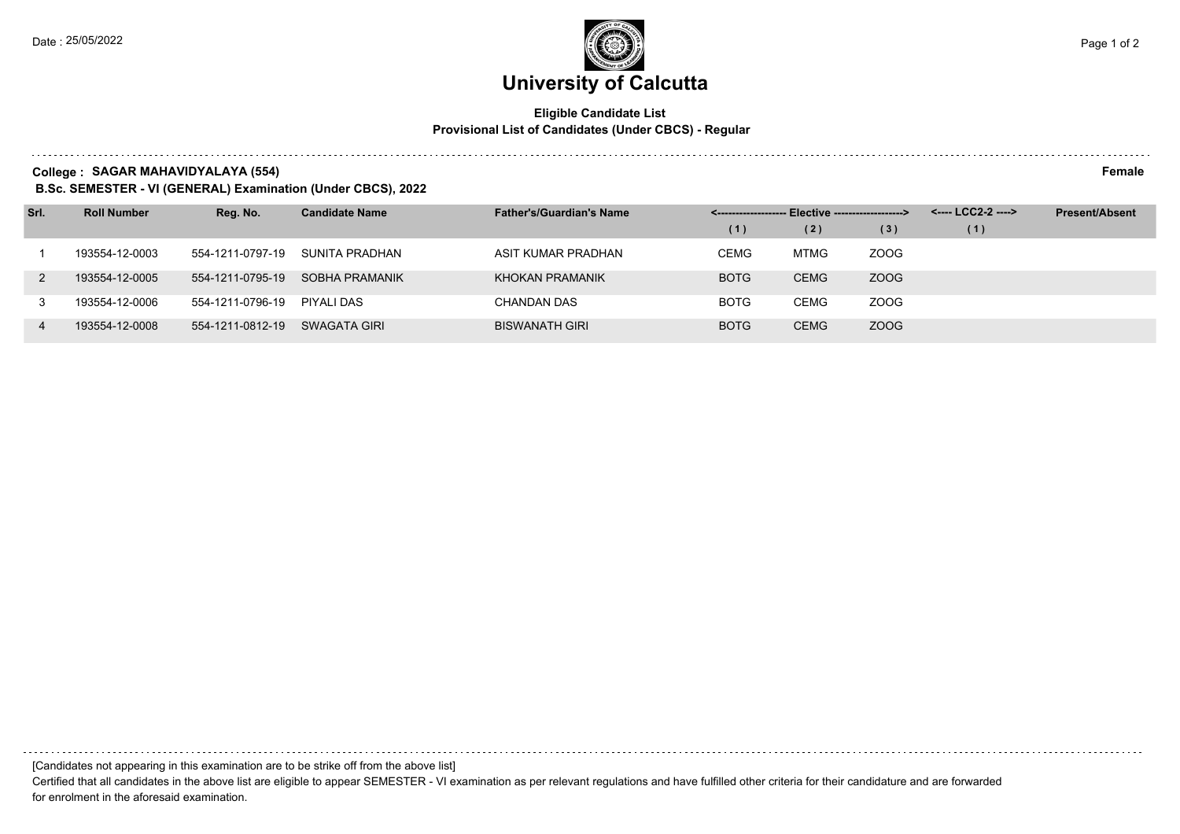Date : 25/05/2022

# University of Calcutta

**Eligible Candidate List**
**Provisional List of Candidates (Under CBCS) - Regular**

**College : SAGAR MAHAVIDYALAYA (554)** **Female**

**B.Sc. SEMESTER - VI (GENERAL) Examination (Under CBCS), 2022**

| Srl. | Roll Number | Reg. No. | Candidate Name | Father's/Guardian's Name | <------------------- Elective -------------------> | | | <---- LCC2-2 ----> | Present/Absent |
|---|---|---|---|---|---|---|---|---|---|
| | | | | | (1) | (2) | (3) | (1) | |
| 1 | 193554-12-0003 | 554-1211-0797-19 | SUNITA PRADHAN | ASIT KUMAR PRADHAN | CEMG | MTMG | ZOOG | | |
| 2 | 193554-12-0005 | 554-1211-0795-19 | SOBHA PRAMANIK | KHOKAN PRAMANIK | BOTG | CEMG | ZOOG | | |
| 3 | 193554-12-0006 | 554-1211-0796-19 | PIYALI DAS | CHANDAN DAS | BOTG | CEMG | ZOOG | | |
| 4 | 193554-12-0008 | 554-1211-0812-19 | SWAGATA GIRI | BISWANATH GIRI | BOTG | CEMG | ZOOG | | |

[Candidates not appearing in this examination are to be strike off from the above list]

Certified that all candidates in the above list are eligible to appear SEMESTER - VI examination as per relevant regulations and have fulfilled other criteria for their candidature and are forwarded for enrolment in the aforesaid examination.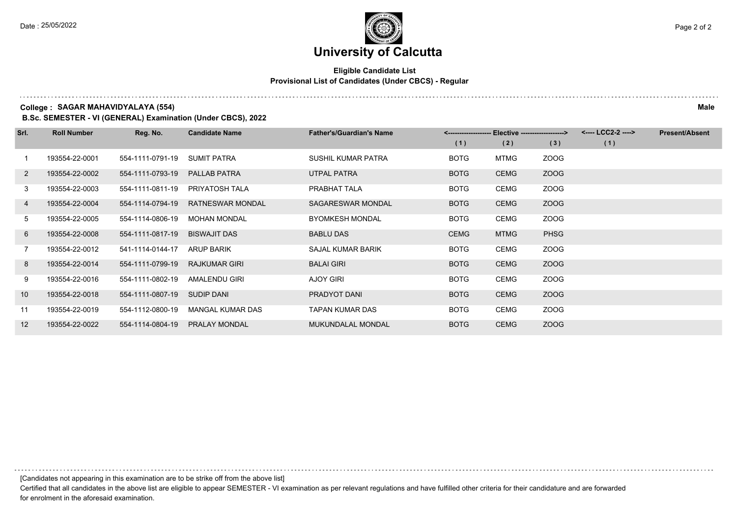# University of Calcutta

**Eligible Candidate List**
**Provisional List of Candidates (Under CBCS) - Regular**

**College : SAGAR MAHAVIDYALAYA (554)** **Male**

**B.Sc. SEMESTER - VI (GENERAL) Examination (Under CBCS), 2022**

| Srl. | Roll Number | Reg. No. | Candidate Name | Father's/Guardian's Name | <------------------- Elective -------------------> | | | <---- LCC2-2 ----> | Present/Absent |
|---|---|---|---|---|---|---|---|---|---|
| | | | | | (1) | (2) | (3) | (1) | |
| 1 | 193554-22-0001 | 554-1111-0791-19 | SUMIT PATRA | SUSHIL KUMAR PATRA | BOTG | MTMG | ZOOG | | |
| 2 | 193554-22-0002 | 554-1111-0793-19 | PALLAB PATRA | UTPAL PATRA | BOTG | CEMG | ZOOG | | |
| 3 | 193554-22-0003 | 554-1111-0811-19 | PRIYATOSH TALA | PRABHAT TALA | BOTG | CEMG | ZOOG | | |
| 4 | 193554-22-0004 | 554-1114-0794-19 | RATNESWAR MONDAL | SAGARESWAR MONDAL | BOTG | CEMG | ZOOG | | |
| 5 | 193554-22-0005 | 554-1114-0806-19 | MOHAN MONDAL | BYOMKESH MONDAL | BOTG | CEMG | ZOOG | | |
| 6 | 193554-22-0008 | 554-1111-0817-19 | BISWAJIT DAS | BABLU DAS | CEMG | MTMG | PHSG | | |
| 7 | 193554-22-0012 | 541-1114-0144-17 | ARUP BARIK | SAJAL KUMAR BARIK | BOTG | CEMG | ZOOG | | |
| 8 | 193554-22-0014 | 554-1111-0799-19 | RAJKUMAR GIRI | BALAI GIRI | BOTG | CEMG | ZOOG | | |
| 9 | 193554-22-0016 | 554-1111-0802-19 | AMALENDU GIRI | AJOY GIRI | BOTG | CEMG | ZOOG | | |
| 10 | 193554-22-0018 | 554-1111-0807-19 | SUDIP DANI | PRADYOT DANI | BOTG | CEMG | ZOOG | | |
| 11 | 193554-22-0019 | 554-1112-0800-19 | MANGAL KUMAR DAS | TAPAN KUMAR DAS | BOTG | CEMG | ZOOG | | |
| 12 | 193554-22-0022 | 554-1114-0804-19 | PRALAY MONDAL | MUKUNDALAL MONDAL | BOTG | CEMG | ZOOG | | |

[Candidates not appearing in this examination are to be strike off from the above list]

Certified that all candidates in the above list are eligible to appear SEMESTER - VI examination as per relevant regulations and have fulfilled other criteria for their candidature and are forwarded for enrolment in the aforesaid examination.